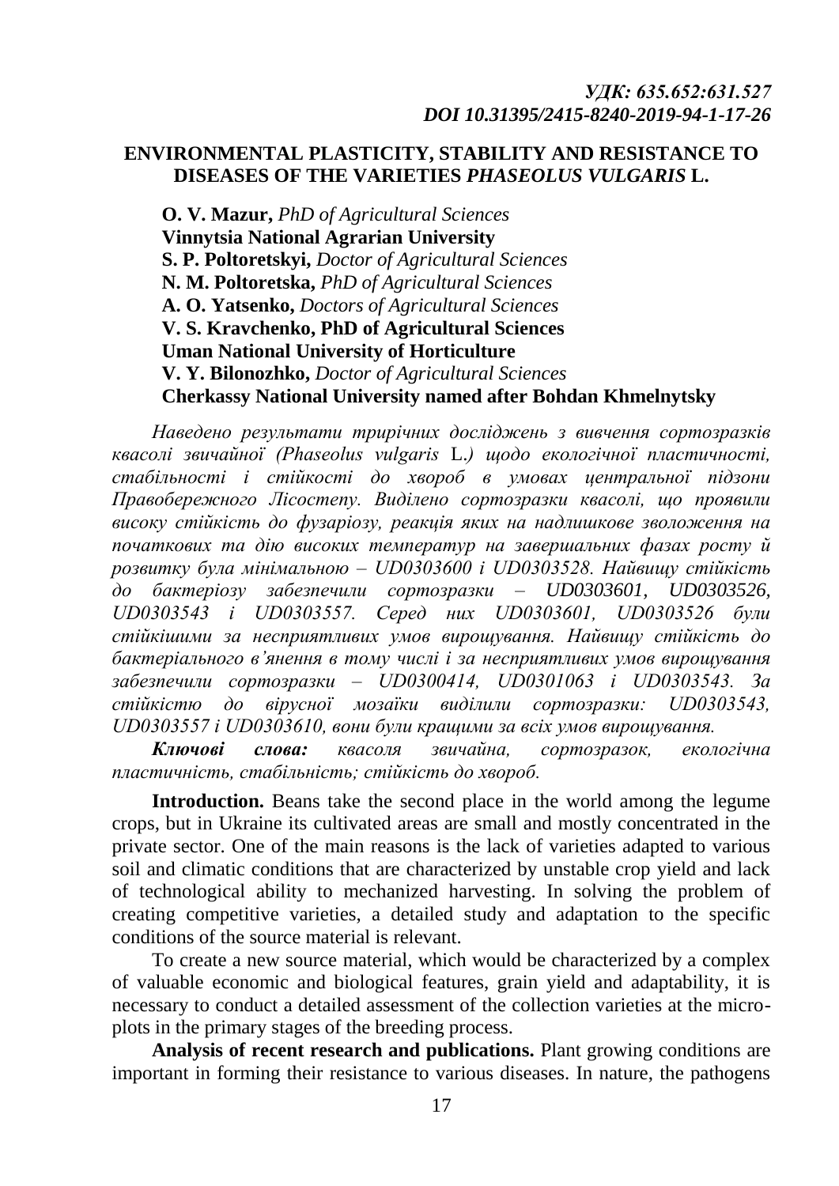*УДК: 635.652:631.527*
***DOI 10.31395/2415-8240-2019-94-1-17-26***

# ENVIRONMENTAL PLASTICITY, STABILITY AND RESISTANCE TO DISEASES OF THE VARIETIES *PHASEOLUS VULGARIS* L.

**O. V. Mazur,** *PhD of Agricultural Sciences*
**Vinnytsia National Agrarian University**
**S. P. Poltoretskyi,** *Doctor of Agricultural Sciences*
**N. M. Poltoretska,** *PhD of Agricultural Sciences*
**A. O. Yatsenko,** *Doctors of Agricultural Sciences*
**V. S. Kravchenko, PhD of Agricultural Sciences**
**Uman National University of Horticulture**
**V. Y. Bilonozhko,** *Doctor of Agricultural Sciences*
**Cherkassy National University named after Bohdan Khmelnytsky**

*Наведено результати трирічних досліджень з вивчення сортозразків квасолі звичайної (Phaseolus vulgaris L.) щодо екологічної пластичності, стабільності і стійкості до хвороб в умовах центральної підзони Правобережного Лісостепу. Виділено сортозразки квасолі, що проявили високу стійкість до фузаріозу, реакція яких на надлишкове зволоження на початкових та дію високих температур на завершальних фазах росту й розвитку була мінімальною – UD0303600 і UD0303528. Найвищу стійкість до бактеріозу забезпечили сортозразки – UD0303601, UD0303526, UD0303543 і UD0303557. Серед них UD0303601, UD0303526 були стійкішими за несприятливих умов вирощування. Найвищу стійкість до бактеріального в'янення в тому числі і за несприятливих умов вирощування забезпечили сортозразки – UD0300414, UD0301063 і UD0303543. За стійкістю до вірусної мозаїки виділили сортозразки: UD0303543, UD0303557 і UD0303610, вони були кращими за всіх умов вирощування.*

***Ключові слова:*** *квасоля звичайна, сортозразок, екологічна пластичність, стабільність; стійкість до хвороб.*

**Introduction.** Beans take the second place in the world among the legume crops, but in Ukraine its cultivated areas are small and mostly concentrated in the private sector. One of the main reasons is the lack of varieties adapted to various soil and climatic conditions that are characterized by unstable crop yield and lack of technological ability to mechanized harvesting. In solving the problem of creating competitive varieties, a detailed study and adaptation to the specific conditions of the source material is relevant.

To create a new source material, which would be characterized by a complex of valuable economic and biological features, grain yield and adaptability, it is necessary to conduct a detailed assessment of the collection varieties at the micro-plots in the primary stages of the breeding process.

**Analysis of recent research and publications.** Plant growing conditions are important in forming their resistance to various diseases. In nature, the pathogens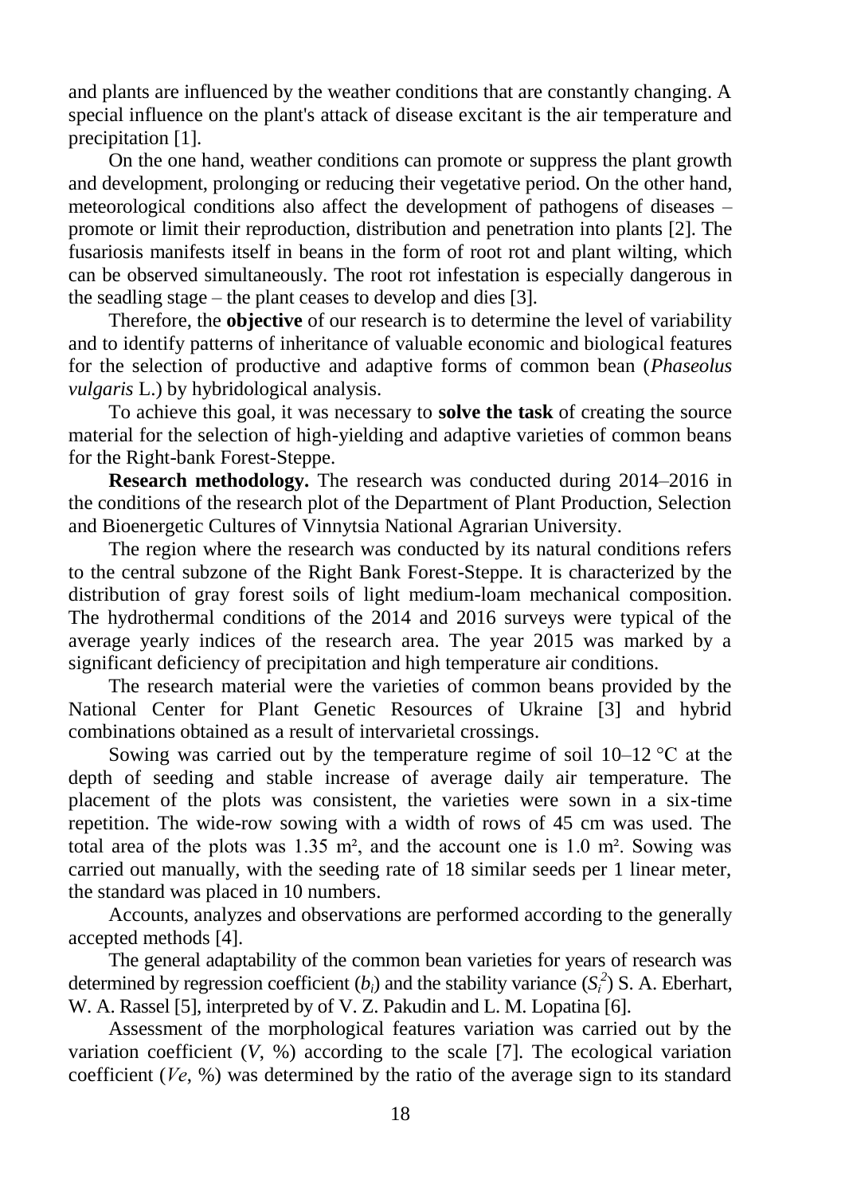and plants are influenced by the weather conditions that are constantly changing. A special influence on the plant's attack of disease excitant is the air temperature and precipitation [1].

On the one hand, weather conditions can promote or suppress the plant growth and development, prolonging or reducing their vegetative period. On the other hand, meteorological conditions also affect the development of pathogens of diseases – promote or limit their reproduction, distribution and penetration into plants [2]. The fusariosis manifests itself in beans in the form of root rot and plant wilting, which can be observed simultaneously. The root rot infestation is especially dangerous in the seadling stage – the plant ceases to develop and dies [3].

Therefore, the **objective** of our research is to determine the level of variability and to identify patterns of inheritance of valuable economic and biological features for the selection of productive and adaptive forms of common bean (*Phaseolus vulgaris* L.) by hybridological analysis.

To achieve this goal, it was necessary to **solve the task** of creating the source material for the selection of high-yielding and adaptive varieties of common beans for the Right-bank Forest-Steppe.

**Research methodology.** The research was conducted during 2014–2016 in the conditions of the research plot of the Department of Plant Production, Selection and Bioenergetic Cultures of Vinnytsia National Agrarian University.

The region where the research was conducted by its natural conditions refers to the central subzone of the Right Bank Forest-Steppe. It is characterized by the distribution of gray forest soils of light medium-loam mechanical composition. The hydrothermal conditions of the 2014 and 2016 surveys were typical of the average yearly indices of the research area. The year 2015 was marked by a significant deficiency of precipitation and high temperature air conditions.

The research material were the varieties of common beans provided by the National Center for Plant Genetic Resources of Ukraine [3] and hybrid combinations obtained as a result of intervarietal crossings.

Sowing was carried out by the temperature regime of soil 10–12 °C at the depth of seeding and stable increase of average daily air temperature. The placement of the plots was consistent, the varieties were sown in a six-time repetition. The wide-row sowing with a width of rows of 45 cm was used. The total area of the plots was 1.35 m², and the account one is 1.0 m². Sowing was carried out manually, with the seeding rate of 18 similar seeds per 1 linear meter, the standard was placed in 10 numbers.

Accounts, analyzes and observations are performed according to the generally accepted methods [4].

The general adaptability of the common bean varieties for years of research was determined by regression coefficient ($b_i$) and the stability variance ($S_i^2$) S. A. Eberhart, W. A. Rassel [5], interpreted by of V. Z. Pakudin and L. M. Lopatina [6].

Assessment of the morphological features variation was carried out by the variation coefficient (*V*, %) according to the scale [7]. The ecological variation coefficient (*Ve*, %) was determined by the ratio of the average sign to its standard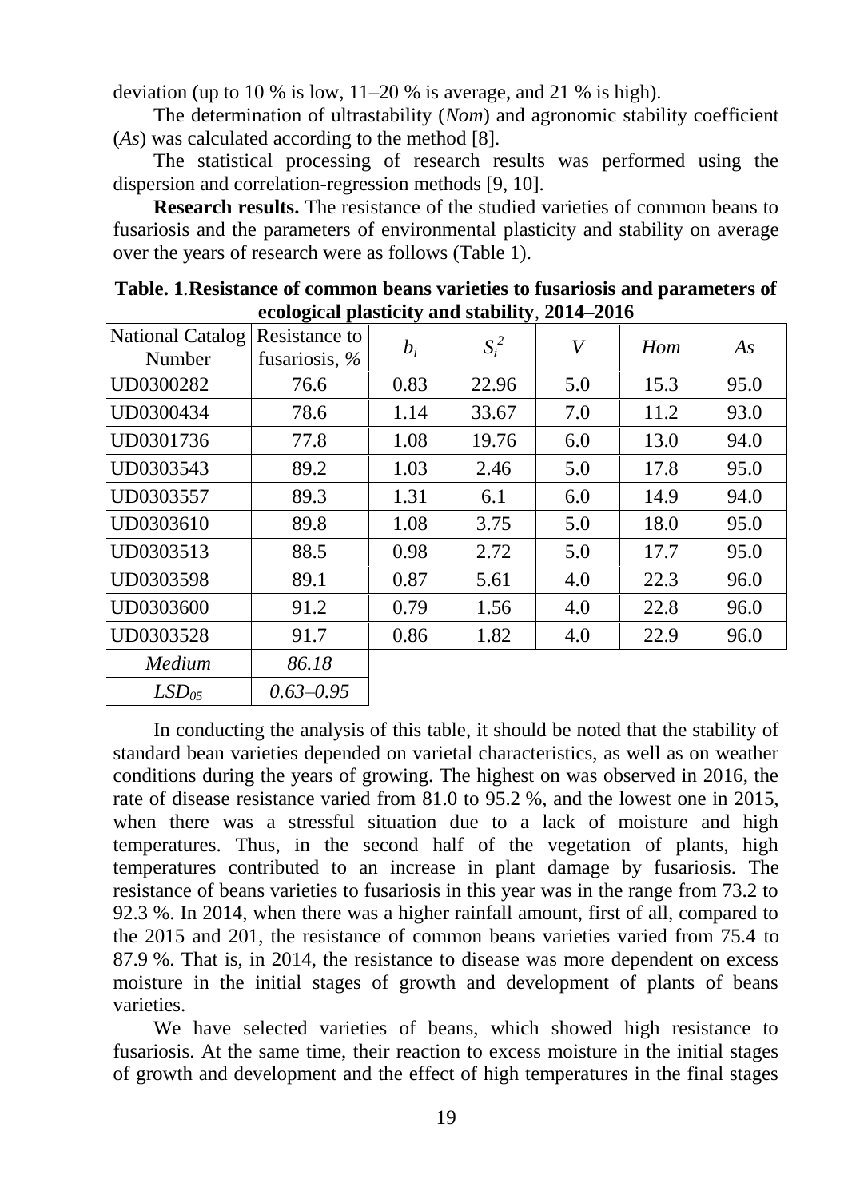deviation (up to 10 % is low, 11–20 % is average, and 21 % is high).

The determination of ultrastability (*Nom*) and agronomic stability coefficient (*As*) was calculated according to the method [8].

The statistical processing of research results was performed using the dispersion and correlation-regression methods [9, 10].

**Research results.** The resistance of the studied varieties of common beans to fusariosis and the parameters of environmental plasticity and stability on average over the years of research were as follows (Table 1).

**Table. 1.Resistance of common beans varieties to fusariosis and parameters of ecological plasticity and stability, 2014–2016**

| National Catalog Number | Resistance to fusariosis, % | $b_i$ | $S_i^2$ | *V* | *Hom* | *As* |
|---|---|---|---|---|---|---|
| UD0300282 | 76.6 | 0.83 | 22.96 | 5.0 | 15.3 | 95.0 |
| UD0300434 | 78.6 | 1.14 | 33.67 | 7.0 | 11.2 | 93.0 |
| UD0301736 | 77.8 | 1.08 | 19.76 | 6.0 | 13.0 | 94.0 |
| UD0303543 | 89.2 | 1.03 | 2.46 | 5.0 | 17.8 | 95.0 |
| UD0303557 | 89.3 | 1.31 | 6.1 | 6.0 | 14.9 | 94.0 |
| UD0303610 | 89.8 | 1.08 | 3.75 | 5.0 | 18.0 | 95.0 |
| UD0303513 | 88.5 | 0.98 | 2.72 | 5.0 | 17.7 | 95.0 |
| UD0303598 | 89.1 | 0.87 | 5.61 | 4.0 | 22.3 | 96.0 |
| UD0303600 | 91.2 | 0.79 | 1.56 | 4.0 | 22.8 | 96.0 |
| UD0303528 | 91.7 | 0.86 | 1.82 | 4.0 | 22.9 | 96.0 |
| *Medium* | *86.18* | | | | | |
| $LSD_{05}$ | *0.63–0.95* | | | | | |

In conducting the analysis of this table, it should be noted that the stability of standard bean varieties depended on varietal characteristics, as well as on weather conditions during the years of growing. The highest on was observed in 2016, the rate of disease resistance varied from 81.0 to 95.2 %, and the lowest one in 2015, when there was a stressful situation due to a lack of moisture and high temperatures. Thus, in the second half of the vegetation of plants, high temperatures contributed to an increase in plant damage by fusariosis. The resistance of beans varieties to fusariosis in this year was in the range from 73.2 to 92.3 %. In 2014, when there was a higher rainfall amount, first of all, compared to the 2015 and 201, the resistance of common beans varieties varied from 75.4 to 87.9 %. That is, in 2014, the resistance to disease was more dependent on excess moisture in the initial stages of growth and development of plants of beans varieties.

We have selected varieties of beans, which showed high resistance to fusariosis. At the same time, their reaction to excess moisture in the initial stages of growth and development and the effect of high temperatures in the final stages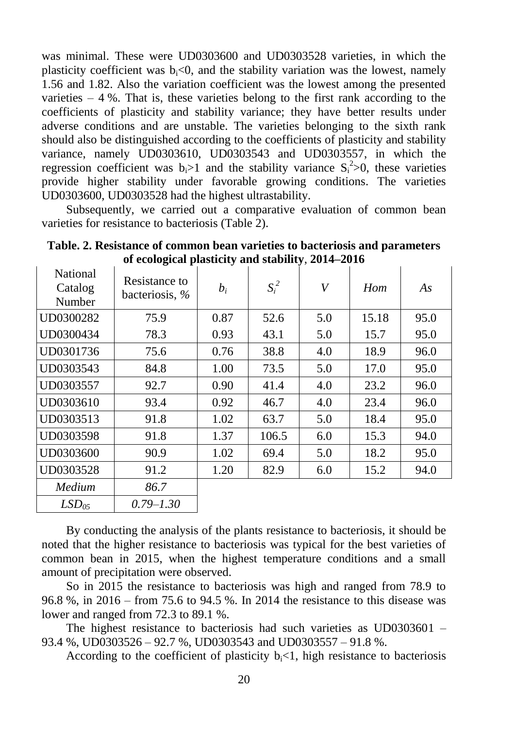was minimal. These were UD0303600 and UD0303528 varieties, in which the plasticity coefficient was $b_i$<0, and the stability variation was the lowest, namely 1.56 and 1.82. Also the variation coefficient was the lowest among the presented varieties – 4 %. That is, these varieties belong to the first rank according to the coefficients of plasticity and stability variance; they have better results under adverse conditions and are unstable. The varieties belonging to the sixth rank should also be distinguished according to the coefficients of plasticity and stability variance, namely UD0303610, UD0303543 and UD0303557, in which the regression coefficient was $b_i$>1 and the stability variance $S_i^2$>0, these varieties provide higher stability under favorable growing conditions. The varieties UD0303600, UD0303528 had the highest ultrastability.

Subsequently, we carried out a comparative evaluation of common bean varieties for resistance to bacteriosis (Table 2).

**Table. 2. Resistance of common bean varieties to bacteriosis and parameters of ecological plasticity and stability, 2014–2016**

| National Catalog Number | Resistance to bacteriosis, % | $b_i$ | $S_i^2$ | *V* | *Hom* | *As* |
|---|---|---|---|---|---|---|
| UD0300282 | 75.9 | 0.87 | 52.6 | 5.0 | 15.18 | 95.0 |
| UD0300434 | 78.3 | 0.93 | 43.1 | 5.0 | 15.7 | 95.0 |
| UD0301736 | 75.6 | 0.76 | 38.8 | 4.0 | 18.9 | 96.0 |
| UD0303543 | 84.8 | 1.00 | 73.5 | 5.0 | 17.0 | 95.0 |
| UD0303557 | 92.7 | 0.90 | 41.4 | 4.0 | 23.2 | 96.0 |
| UD0303610 | 93.4 | 0.92 | 46.7 | 4.0 | 23.4 | 96.0 |
| UD0303513 | 91.8 | 1.02 | 63.7 | 5.0 | 18.4 | 95.0 |
| UD0303598 | 91.8 | 1.37 | 106.5 | 6.0 | 15.3 | 94.0 |
| UD0303600 | 90.9 | 1.02 | 69.4 | 5.0 | 18.2 | 95.0 |
| UD0303528 | 91.2 | 1.20 | 82.9 | 6.0 | 15.2 | 94.0 |
| *Medium* | *86.7* | | | | | |
| *$LSD_{05}$* | *0.79–1.30* | | | | | |

By conducting the analysis of the plants resistance to bacteriosis, it should be noted that the higher resistance to bacteriosis was typical for the best varieties of common bean in 2015, when the highest temperature conditions and a small amount of precipitation were observed.

So in 2015 the resistance to bacteriosis was high and ranged from 78.9 to 96.8 %, in 2016 – from 75.6 to 94.5 %. In 2014 the resistance to this disease was lower and ranged from 72.3 to 89.1 %.

The highest resistance to bacteriosis had such varieties as UD0303601 – 93.4 %, UD0303526 – 92.7 %, UD0303543 and UD0303557 – 91.8 %.

According to the coefficient of plasticity $b_i$<1, high resistance to bacteriosis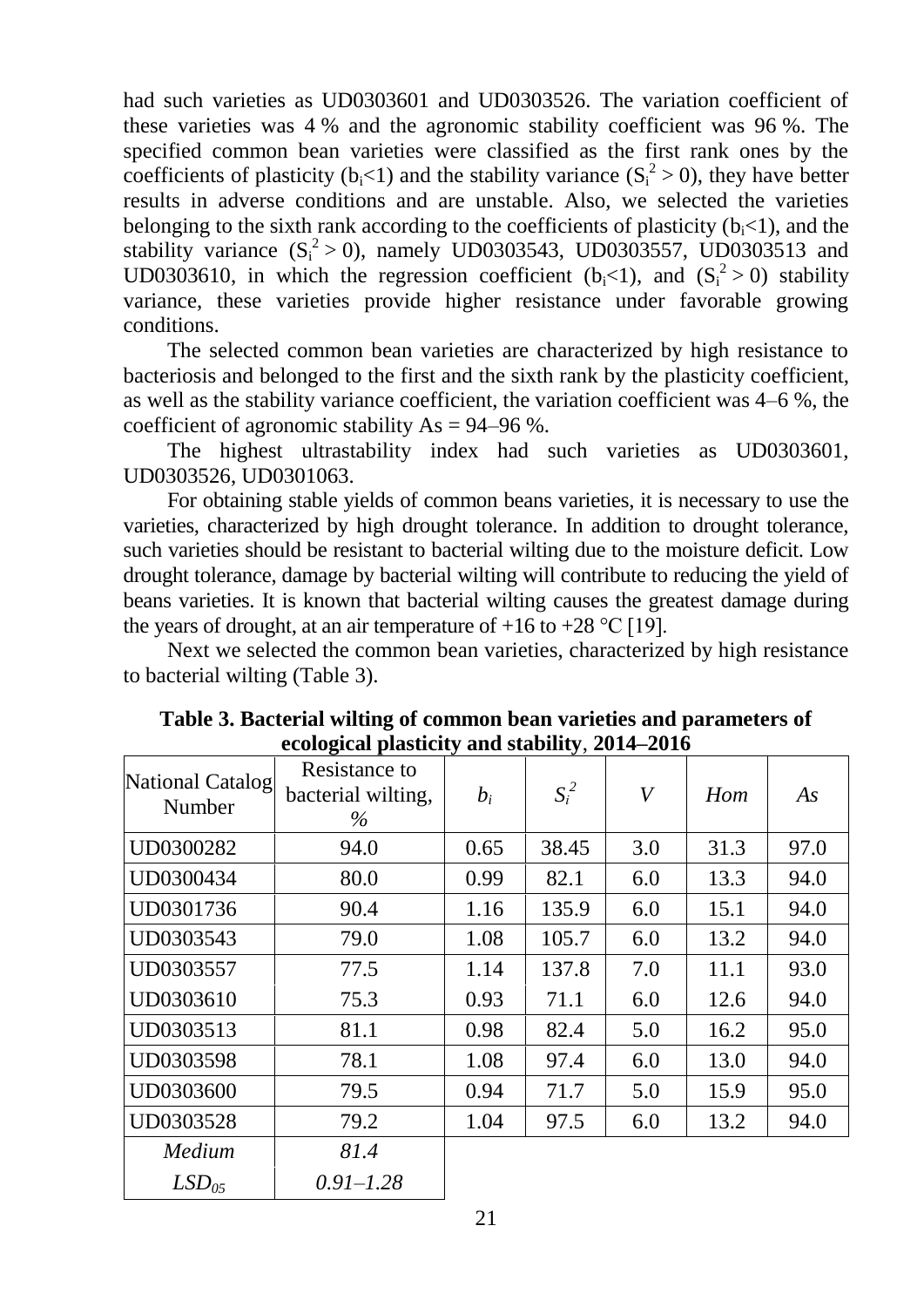had such varieties as UD0303601 and UD0303526. The variation coefficient of these varieties was 4 % and the agronomic stability coefficient was 96 %. The specified common bean varieties were classified as the first rank ones by the coefficients of plasticity ($b_i$<1) and the stability variance ($S_i^2 > 0$), they have better results in adverse conditions and are unstable. Also, we selected the varieties belonging to the sixth rank according to the coefficients of plasticity ($b_i$<1), and the stability variance ($S_i^2 > 0$), namely UD0303543, UD0303557, UD0303513 and UD0303610, in which the regression coefficient ($b_i$<1), and ($S_i^2 > 0$) stability variance, these varieties provide higher resistance under favorable growing conditions.

The selected common bean varieties are characterized by high resistance to bacteriosis and belonged to the first and the sixth rank by the plasticity coefficient, as well as the stability variance coefficient, the variation coefficient was 4–6 %, the coefficient of agronomic stability As = 94–96 %.

The highest ultrastability index had such varieties as UD0303601, UD0303526, UD0301063.

For obtaining stable yields of common beans varieties, it is necessary to use the varieties, characterized by high drought tolerance. In addition to drought tolerance, such varieties should be resistant to bacterial wilting due to the moisture deficit. Low drought tolerance, damage by bacterial wilting will contribute to reducing the yield of beans varieties. It is known that bacterial wilting causes the greatest damage during the years of drought, at an air temperature of +16 to +28 °C [19].

Next we selected the common bean varieties, characterized by high resistance to bacterial wilting (Table 3).

**Table 3. Bacterial wilting of common bean varieties and parameters of ecological plasticity and stability, 2014–2016**

| National Catalog Number | Resistance to bacterial wilting, % | $b_i$ | $S_i^2$ | *V* | *Hom* | *As* |
|---|---|---|---|---|---|---|
| UD0300282 | 94.0 | 0.65 | 38.45 | 3.0 | 31.3 | 97.0 |
| UD0300434 | 80.0 | 0.99 | 82.1 | 6.0 | 13.3 | 94.0 |
| UD0301736 | 90.4 | 1.16 | 135.9 | 6.0 | 15.1 | 94.0 |
| UD0303543 | 79.0 | 1.08 | 105.7 | 6.0 | 13.2 | 94.0 |
| UD0303557 | 77.5 | 1.14 | 137.8 | 7.0 | 11.1 | 93.0 |
| UD0303610 | 75.3 | 0.93 | 71.1 | 6.0 | 12.6 | 94.0 |
| UD0303513 | 81.1 | 0.98 | 82.4 | 5.0 | 16.2 | 95.0 |
| UD0303598 | 78.1 | 1.08 | 97.4 | 6.0 | 13.0 | 94.0 |
| UD0303600 | 79.5 | 0.94 | 71.7 | 5.0 | 15.9 | 95.0 |
| UD0303528 | 79.2 | 1.04 | 97.5 | 6.0 | 13.2 | 94.0 |
| *Medium* | *81.4* | | | | | |
| $LSD_{05}$ | *0.91–1.28* | | | | | |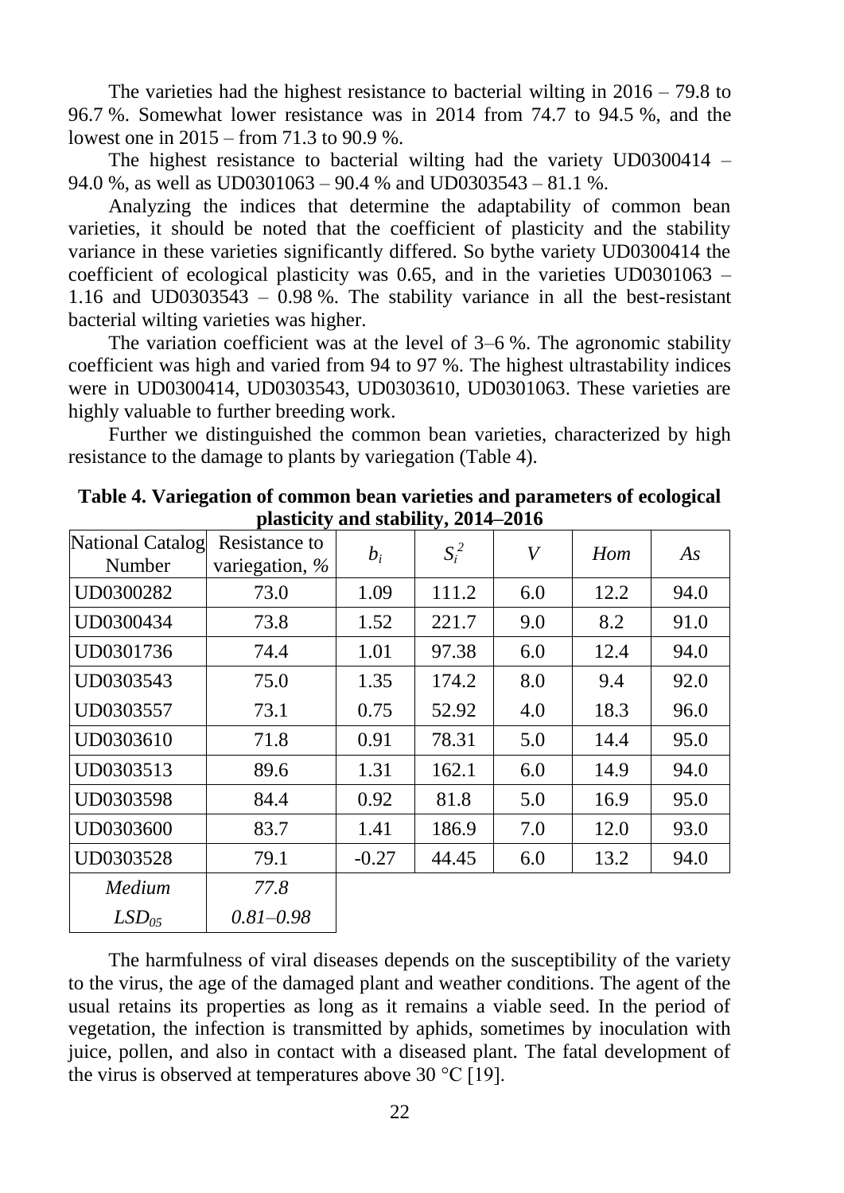The varieties had the highest resistance to bacterial wilting in 2016 – 79.8 to 96.7 %. Somewhat lower resistance was in 2014 from 74.7 to 94.5 %, and the lowest one in 2015 – from 71.3 to 90.9 %.

The highest resistance to bacterial wilting had the variety UD0300414 – 94.0 %, as well as UD0301063 – 90.4 % and UD0303543 – 81.1 %.

Analyzing the indices that determine the adaptability of common bean varieties, it should be noted that the coefficient of plasticity and the stability variance in these varieties significantly differed. So bythe variety UD0300414 the coefficient of ecological plasticity was 0.65, and in the varieties UD0301063 – 1.16 and UD0303543 – 0.98 %. The stability variance in all the best-resistant bacterial wilting varieties was higher.

The variation coefficient was at the level of 3–6 %. The agronomic stability coefficient was high and varied from 94 to 97 %. The highest ultrastability indices were in UD0300414, UD0303543, UD0303610, UD0301063. These varieties are highly valuable to further breeding work.

Further we distinguished the common bean varieties, characterized by high resistance to the damage to plants by variegation (Table 4).

**Table 4. Variegation of common bean varieties and parameters of ecological plasticity and stability, 2014–2016**

| National Catalog Number | Resistance to variegation, % | $b_i$ | $S_i^2$ | *V* | *Hom* | *As* |
|---|---|---|---|---|---|---|
| UD0300282 | 73.0 | 1.09 | 111.2 | 6.0 | 12.2 | 94.0 |
| UD0300434 | 73.8 | 1.52 | 221.7 | 9.0 | 8.2 | 91.0 |
| UD0301736 | 74.4 | 1.01 | 97.38 | 6.0 | 12.4 | 94.0 |
| UD0303543 | 75.0 | 1.35 | 174.2 | 8.0 | 9.4 | 92.0 |
| UD0303557 | 73.1 | 0.75 | 52.92 | 4.0 | 18.3 | 96.0 |
| UD0303610 | 71.8 | 0.91 | 78.31 | 5.0 | 14.4 | 95.0 |
| UD0303513 | 89.6 | 1.31 | 162.1 | 6.0 | 14.9 | 94.0 |
| UD0303598 | 84.4 | 0.92 | 81.8 | 5.0 | 16.9 | 95.0 |
| UD0303600 | 83.7 | 1.41 | 186.9 | 7.0 | 12.0 | 93.0 |
| UD0303528 | 79.1 | -0.27 | 44.45 | 6.0 | 13.2 | 94.0 |
| *Medium* | *77.8* | | | | | |
| $LSD_{05}$ | *0.81–0.98* | | | | | |

The harmfulness of viral diseases depends on the susceptibility of the variety to the virus, the age of the damaged plant and weather conditions. The agent of the usual retains its properties as long as it remains a viable seed. In the period of vegetation, the infection is transmitted by aphids, sometimes by inoculation with juice, pollen, and also in contact with a diseased plant. The fatal development of the virus is observed at temperatures above 30 °C [19].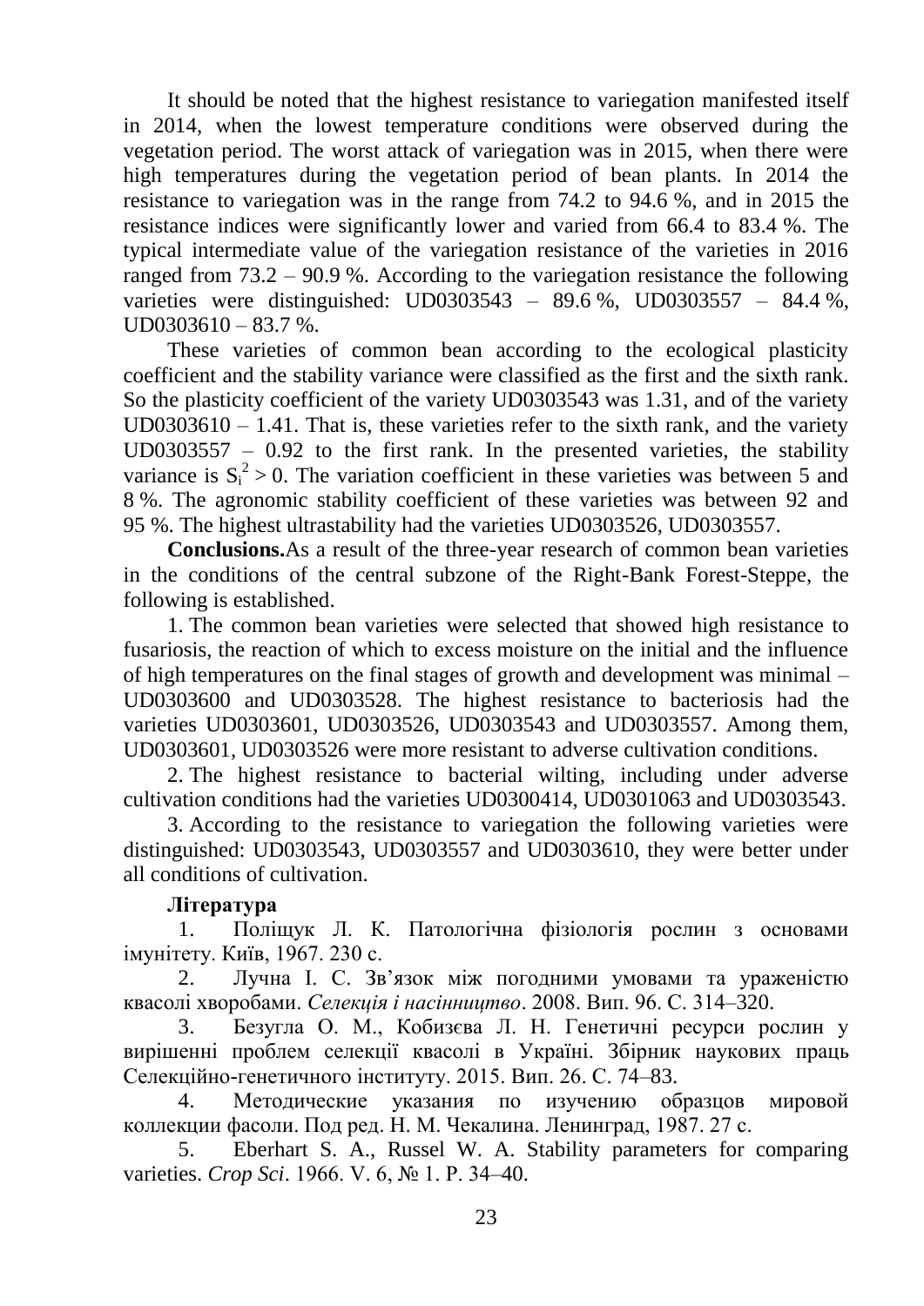It should be noted that the highest resistance to variegation manifested itself in 2014, when the lowest temperature conditions were observed during the vegetation period. The worst attack of variegation was in 2015, when there were high temperatures during the vegetation period of bean plants. In 2014 the resistance to variegation was in the range from 74.2 to 94.6 %, and in 2015 the resistance indices were significantly lower and varied from 66.4 to 83.4 %. The typical intermediate value of the variegation resistance of the varieties in 2016 ranged from 73.2 – 90.9 %. According to the variegation resistance the following varieties were distinguished: UD0303543 – 89.6 %, UD0303557 – 84.4 %, UD0303610 – 83.7 %.

These varieties of common bean according to the ecological plasticity coefficient and the stability variance were classified as the first and the sixth rank. So the plasticity coefficient of the variety UD0303543 was 1.31, and of the variety UD0303610 – 1.41. That is, these varieties refer to the sixth rank, and the variety UD0303557 – 0.92 to the first rank. In the presented varieties, the stability variance is $S_i^2 > 0$. The variation coefficient in these varieties was between 5 and 8 %. The agronomic stability coefficient of these varieties was between 92 and 95 %. The highest ultrastability had the varieties UD0303526, UD0303557.

**Conclusions.**As a result of the three-year research of common bean varieties in the conditions of the central subzone of the Right-Bank Forest-Steppe, the following is established.

1. The common bean varieties were selected that showed high resistance to fusariosis, the reaction of which to excess moisture on the initial and the influence of high temperatures on the final stages of growth and development was minimal – UD0303600 and UD0303528. The highest resistance to bacteriosis had the varieties UD0303601, UD0303526, UD0303543 and UD0303557. Among them, UD0303601, UD0303526 were more resistant to adverse cultivation conditions.

2. The highest resistance to bacterial wilting, including under adverse cultivation conditions had the varieties UD0300414, UD0301063 and UD0303543.

3. According to the resistance to variegation the following varieties were distinguished: UD0303543, UD0303557 and UD0303610, they were better under all conditions of cultivation.

**Література**

1. Поліщук Л. К. Патологічна фізіологія рослин з основами імунітету. Київ, 1967. 230 с.
2. Лучна І. С. Зв'язок між погодними умовами та ураженістю квасолі хворобами. *Селекція і насінництво*. 2008. Вип. 96. С. 314–320.
3. Безугла О. М., Кобизєва Л. Н. Генетичні ресурси рослин у вирішенні проблем селекції квасолі в Україні. Збірник наукових праць Селекційно-генетичного інституту. 2015. Вип. 26. С. 74–83.
4. Методические указания по изучению образцов мировой коллекции фасоли. Под ред. Н. М. Чекалина. Ленинград, 1987. 27 с.
5. Eberhart S. A., Russel W. A. Stability parameters for comparing varieties. *Crop Sci*. 1966. V. 6, № 1. P. 34–40.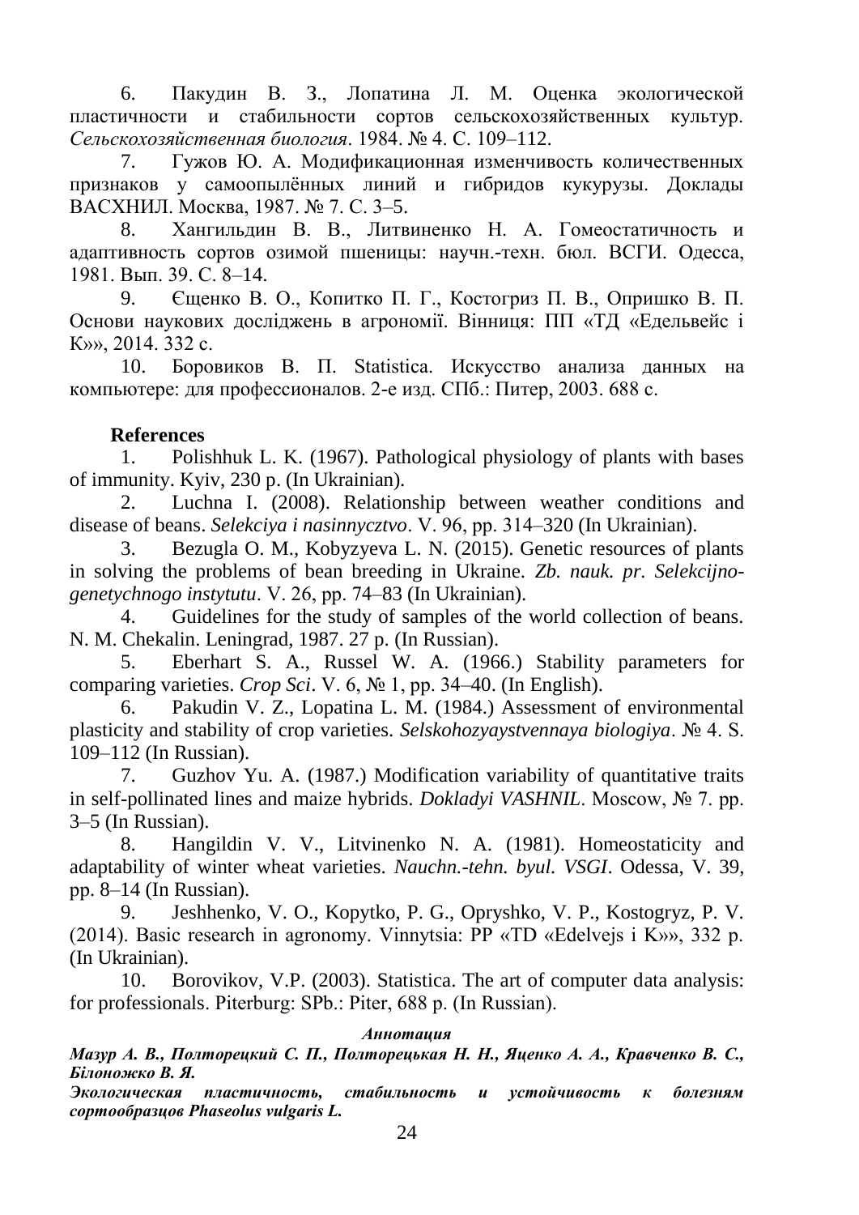6. Пакудин В. З., Лопатина Л. М. Оценка экологической пластичности и стабильности сортов сельскохозяйственных культур. *Сельскохозяйственная биология*. 1984. № 4. С. 109–112.

7. Гужов Ю. А. Модификационная изменчивость количественных признаков у самоопылённых линий и гибридов кукурузы. Доклады ВАСХНИЛ. Москва, 1987. № 7. С. 3–5.

8. Хангильдин В. В., Литвиненко Н. А. Гомеостатичность и адаптивность сортов озимой пшеницы: научн.-техн. бюл. ВСГИ. Одесса, 1981. Вып. 39. С. 8–14.

9. Єщенко В. О., Копитко П. Г., Костогриз П. В., Опришко В. П. Основи наукових досліджень в агрономії. Вінниця: ПП «ТД «Едельвейс і К»», 2014. 332 с.

10. Боровиков В. П. Statistica. Искусство анализа данных на компьютере: для профессионалов. 2-е изд. СПб.: Питер, 2003. 688 с.

**References**

1. Polishhuk L. K. (1967). Pathological physiology of plants with bases of immunity. Kyiv, 230 p. (In Ukrainian).

2. Luchna I. (2008). Relationship between weather conditions and disease of beans. *Selekciya i nasinnycztvo*. V. 96, pp. 314–320 (In Ukrainian).

3. Bezugla O. M., Kobyzyeva L. N. (2015). Genetic resources of plants in solving the problems of bean breeding in Ukraine. *Zb. nauk. pr. Selekcijno-genetychnogo instytutu*. V. 26, pp. 74–83 (In Ukrainian).

4. Guidelines for the study of samples of the world collection of beans. N. M. Chekalin. Leningrad, 1987. 27 p. (In Russian).

5. Eberhart S. A., Russel W. A. (1966.) Stability parameters for comparing varieties. *Crop Sci*. V. 6, № 1, pp. 34–40. (In English).

6. Pakudin V. Z., Lopatina L. M. (1984.) Assessment of environmental plasticity and stability of crop varieties. *Selskohozyaystvennaya biologiya*. № 4. S. 109–112 (In Russian).

7. Guzhov Yu. A. (1987.) Modification variability of quantitative traits in self-pollinated lines and maize hybrids. *Dokladyi VASHNIL*. Moscow, № 7. pp. 3–5 (In Russian).

8. Hangildin V. V., Litvinenko N. A. (1981). Homeostaticity and adaptability of winter wheat varieties. *Nauchn.-tehn. byul. VSGI*. Odessa, V. 39, pp. 8–14 (In Russian).

9. Jeshhenko, V. O., Kopytko, P. G., Opryshko, V. P., Kostogryz, P. V. (2014). Basic research in agronomy. Vinnytsia: PP «TD «Edelvejs i K»», 332 p. (In Ukrainian).

10. Borovikov, V.P. (2003). Statistica. The art of computer data analysis: for professionals. Piterburg: SPb.: Piter, 688 p. (In Russian).

***Аннотация***

***Мазур А. В., Полторецкий С. П., Полторецькая Н. Н., Яценко А. А., Кравченко В. С., Білоножко В. Я.***

***Экологическая пластичность, стабильность и устойчивость к болезням сортообразцов Phaseolus vulgaris L.***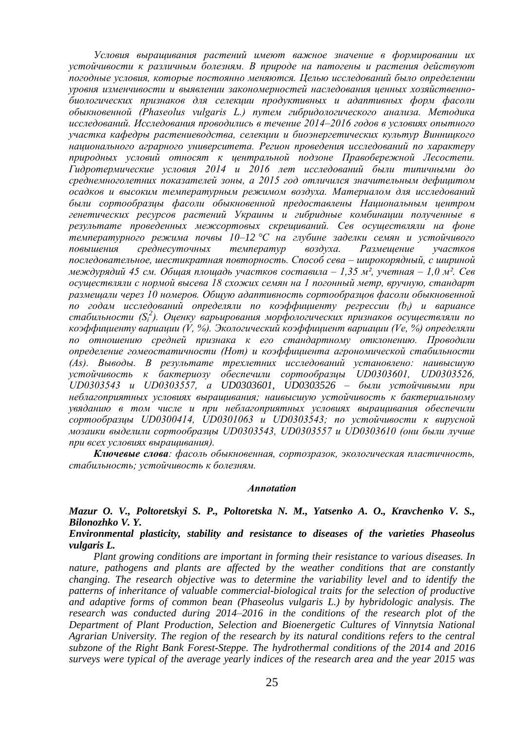*Условия выращивания растений имеют важное значение в формировании их устойчивости к различным болезням. В природе на патогены и растения действуют погодные условия, которые постоянно меняются. Целью исследований было определении уровня изменчивости и выявлении закономерностей наследования ценных хозяйственно-биологических признаков для селекции продуктивных и адаптивных форм фасоли обыкновенной (Phaseolus vulgaris L.) путем гибридологического анализа. Методика исследований. Исследования проводились в течение 2014–2016 годов в условиях опытного участка кафедры растениеводства, селекции и биоэнергетических культур Винницкого национального аграрного университета. Регион проведения исследований по характеру природных условий относят к центральной подзоне Правобережной Лесостепи. Гидротермические условия 2014 и 2016 лет исследований были типичными до среднемноголетних показателей зоны, а 2015 год отличился значительным дефицитом осадков и высоким температурным режимом воздуха. Материалом для исследований были сортообразцы фасоли обыкновенной предоставлены Национальным центром генетических ресурсов растений Украины и гибридные комбинации полученные в результате проведенных межсортовых скрещиваний. Сев осуществляли на фоне температурного режима почвы 10–12 °С на глубине заделки семян и устойчивого повышения среднесуточных температур воздуха. Размещение участков последовательное, шестикратная повторность. Способ сева – широкорядный, с шириной междурядий 45 см. Общая площадь участков составила – 1,35 м², учетная – 1,0 м². Сев осуществляли с нормой высева 18 схожих семян на 1 погонный метр, вручную, стандарт размещали через 10 номеров. Общую адаптивность сортообразцов фасоли обыкновенной по годам исследований определяли по коэффициенту регрессии ($b_i$) и вариансе стабильности ($S_i^2$). Оценку варьирования морфологических признаков осуществляли по коэффициенту вариации (V, %). Экологический коэффициент вариации (Ve, %) определяли по отношению средней признака к его стандартному отклонению. Проводили определение гомеостатичности (Hom) и коэффициента агрономической стабильности (As). Выводы. В результате трехлетних исследований установлено: наивысшую устойчивость к бактериозу обеспечили сортообразцы UD0303601, UD0303526, UD0303543 и UD0303557, а UD0303601, UD0303526 – были устойчивыми при неблагоприятных условиях выращивания; наивысшую устойчивость к бактериальному увяданию в том числе и при неблагоприятных условиях выращивания обеспечили сортообразцы UD0300414, UD0301063 и UD0303543; по устойчивости к вирусной мозаики выделили сортообразцы UD0303543, UD0303557 и UD0303610 (они были лучше при всех условиях выращивания).*

***Ключевые слова**: фасоль обыкновенная, сортозразок, экологическая пластичность, стабильность; устойчивость к болезням.*

### *Annotation*

***Mazur O. V., Poltoretskyi S. P., Poltoretska N. M., Yatsenko A. O., Kravchenko V. S., Bilonozhko V. Y.***

***Environmental plasticity, stability and resistance to diseases of the varieties Phaseolus vulgaris L.***

*Plant growing conditions are important in forming their resistance to various diseases. In nature, pathogens and plants are affected by the weather conditions that are constantly changing. The research objective was to determine the variability level and to identify the patterns of inheritance of valuable commercial-biological traits for the selection of productive and adaptive forms of common bean (Phaseolus vulgaris L.) by hybridologic analysis. The research was conducted during 2014–2016 in the conditions of the research plot of the Department of Plant Production, Selection and Bioenergetic Cultures of Vinnytsia National Agrarian University. The region of the research by its natural conditions refers to the central subzone of the Right Bank Forest-Steppe. The hydrothermal conditions of the 2014 and 2016 surveys were typical of the average yearly indices of the research area and the year 2015 was*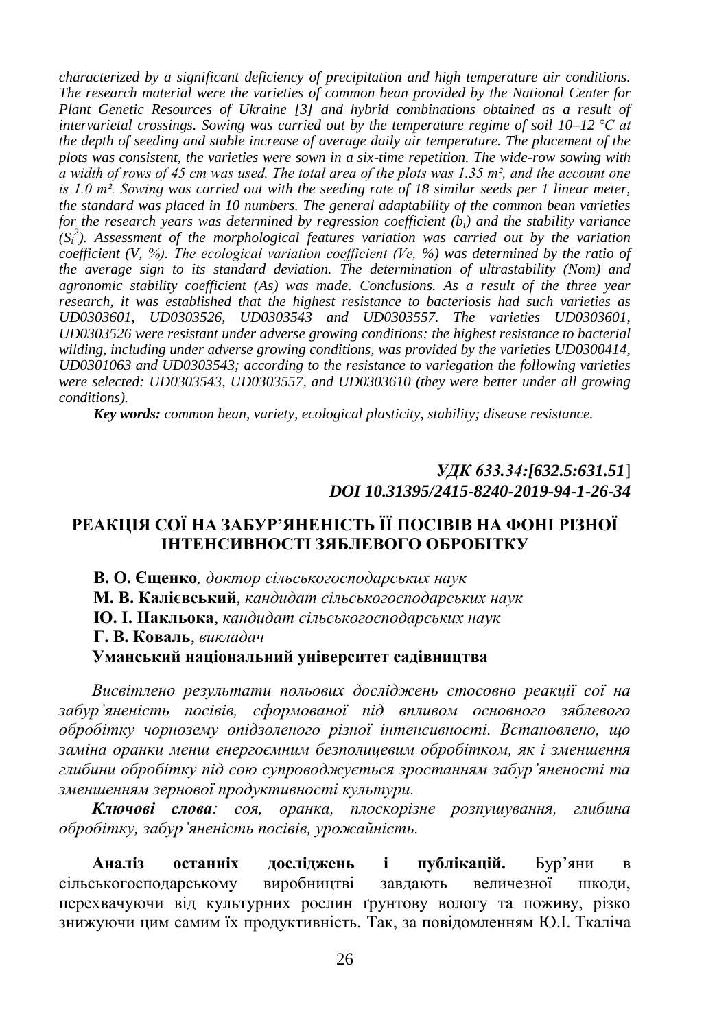*characterized by a significant deficiency of precipitation and high temperature air conditions. The research material were the varieties of common bean provided by the National Center for Plant Genetic Resources of Ukraine [3] and hybrid combinations obtained as a result of intervarietal crossings. Sowing was carried out by the temperature regime of soil 10–12 °C at the depth of seeding and stable increase of average daily air temperature. The placement of the plots was consistent, the varieties were sown in a six-time repetition. The wide-row sowing with a width of rows of 45 cm was used. The total area of the plots was 1.35 m², and the account one is 1.0 m². Sowing was carried out with the seeding rate of 18 similar seeds per 1 linear meter, the standard was placed in 10 numbers. The general adaptability of the common bean varieties for the research years was determined by regression coefficient ($b_i$) and the stability variance ($S_i^2$). Assessment of the morphological features variation was carried out by the variation coefficient (V, %). The ecological variation coefficient (Ve, %) was determined by the ratio of the average sign to its standard deviation. The determination of ultrastability (Nom) and agronomic stability coefficient (As) was made. Conclusions. As a result of the three year research, it was established that the highest resistance to bacteriosis had such varieties as UD0303601, UD0303526, UD0303543 and UD0303557. The varieties UD0303601, UD0303526 were resistant under adverse growing conditions; the highest resistance to bacterial wilding, including under adverse growing conditions, was provided by the varieties UD0300414, UD0301063 and UD0303543; according to the resistance to variegation the following varieties were selected: UD0303543, UD0303557, and UD0303610 (they were better under all growing conditions).*

***Key words:*** *common bean, variety, ecological plasticity, stability; disease resistance.*

***УДК 633.34:[632.5:631.51]***
***DOI 10.31395/2415-8240-2019-94-1-26-34***

## РЕАКЦІЯ СОЇ НА ЗАБУР'ЯНЕНІСТЬ ЇЇ ПОСІВІВ НА ФОНІ РІЗНОЇ ІНТЕНСИВНОСТІ ЗЯБЛЕВОГО ОБРОБІТКУ

**В. О. Єщенко**, *доктор сільськогосподарських наук*
**М. В. Калієвський**, *кандидат сільськогосподарських наук*
**Ю. І. Накльока**, *кандидат сільськогосподарських наук*
**Г. В. Коваль**, *викладач*
**Уманський національний університет садівництва**

*Висвітлено результати польових досліджень стосовно реакції сої на забур'яненість посівів, сформованої під впливом основного зяблевого обробітку чорнозему опідзоленого різної інтенсивності. Встановлено, що заміна оранки менш енергоємним безполицевим обробітком, як і зменшення глибини обробітку під сою супроводжується зростанням забур'яненості та зменшенням зернової продуктивності культури.*

***Ключові слова****: соя, оранка, плоскорізне розпушування, глибина обробітку, забур'яненість посівів, урожайність.*

**Аналіз останніх досліджень і публікацій.** Бур'яни в сільськогосподарському виробництві завдають величезної шкоди, перехвачуючи від культурних рослин ґрунтову вологу та поживу, різко знижуючи цим самим їх продуктивність. Так, за повідомленням Ю.І. Ткаліча